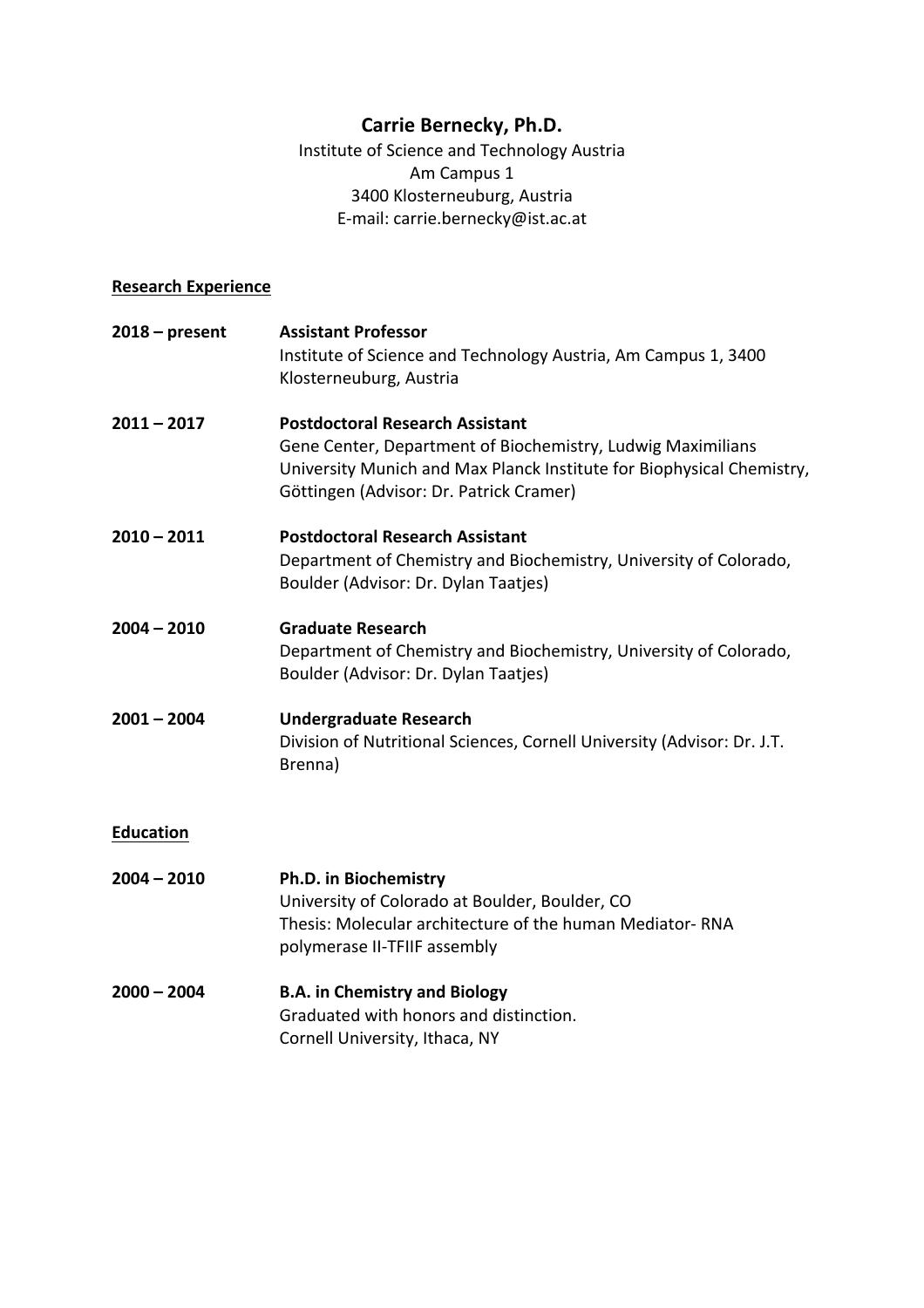# Carrie Bernecky, Ph.D.

Institute of Science and Technology Austria
Am Campus 1
3400 Klosterneuburg, Austria
E-mail: carrie.bernecky@ist.ac.at

## Research Experience

**2018 – present** **Assistant Professor**
Institute of Science and Technology Austria, Am Campus 1, 3400 Klosterneuburg, Austria

**2011 – 2017** **Postdoctoral Research Assistant**
Gene Center, Department of Biochemistry, Ludwig Maximilians University Munich and Max Planck Institute for Biophysical Chemistry, Göttingen (Advisor: Dr. Patrick Cramer)

**2010 – 2011** **Postdoctoral Research Assistant**
Department of Chemistry and Biochemistry, University of Colorado, Boulder (Advisor: Dr. Dylan Taatjes)

**2004 – 2010** **Graduate Research**
Department of Chemistry and Biochemistry, University of Colorado, Boulder (Advisor: Dr. Dylan Taatjes)

**2001 – 2004** **Undergraduate Research**
Division of Nutritional Sciences, Cornell University (Advisor: Dr. J.T. Brenna)

## Education

**2004 – 2010** **Ph.D. in Biochemistry**
University of Colorado at Boulder, Boulder, CO
Thesis: Molecular architecture of the human Mediator- RNA polymerase II-TFIIF assembly

**2000 – 2004** **B.A. in Chemistry and Biology**
Graduated with honors and distinction.
Cornell University, Ithaca, NY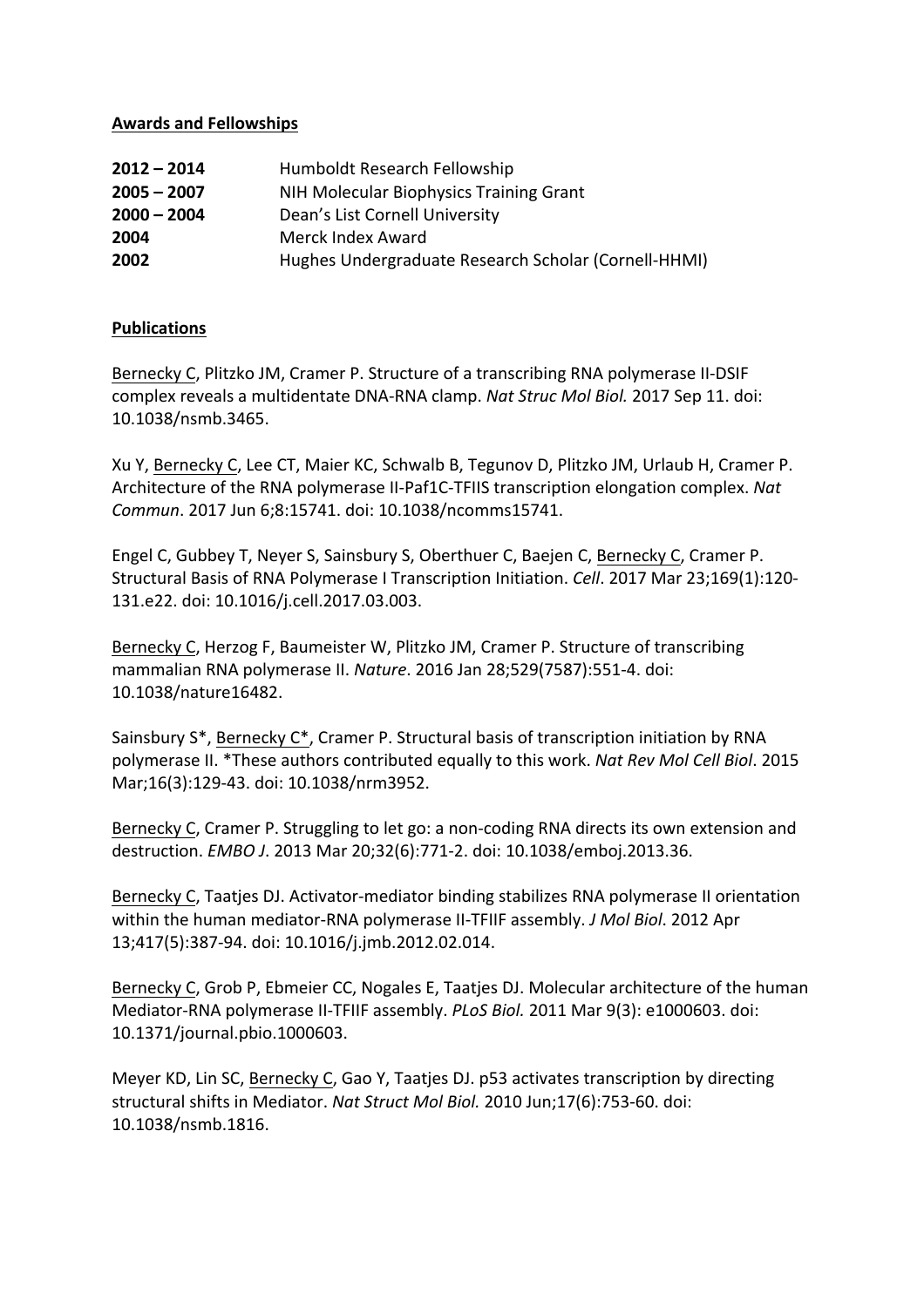**Awards and Fellowships**

| | |
|---|---|
| **2012 – 2014** | Humboldt Research Fellowship |
| **2005 – 2007** | NIH Molecular Biophysics Training Grant |
| **2000 – 2004** | Dean's List Cornell University |
| **2004** | Merck Index Award |
| **2002** | Hughes Undergraduate Research Scholar (Cornell-HHMI) |

**Publications**

Bernecky C, Plitzko JM, Cramer P. Structure of a transcribing RNA polymerase II-DSIF complex reveals a multidentate DNA-RNA clamp. *Nat Struc Mol Biol.* 2017 Sep 11. doi: 10.1038/nsmb.3465.

Xu Y, Bernecky C, Lee CT, Maier KC, Schwalb B, Tegunov D, Plitzko JM, Urlaub H, Cramer P. Architecture of the RNA polymerase II-Paf1C-TFIIS transcription elongation complex. *Nat Commun*. 2017 Jun 6;8:15741. doi: 10.1038/ncomms15741.

Engel C, Gubbey T, Neyer S, Sainsbury S, Oberthuer C, Baejen C, Bernecky C, Cramer P. Structural Basis of RNA Polymerase I Transcription Initiation. *Cell*. 2017 Mar 23;169(1):120-131.e22. doi: 10.1016/j.cell.2017.03.003.

Bernecky C, Herzog F, Baumeister W, Plitzko JM, Cramer P. Structure of transcribing mammalian RNA polymerase II. *Nature*. 2016 Jan 28;529(7587):551-4. doi: 10.1038/nature16482.

Sainsbury S*, Bernecky C*, Cramer P. Structural basis of transcription initiation by RNA polymerase II. *These authors contributed equally to this work. *Nat Rev Mol Cell Biol*. 2015 Mar;16(3):129-43. doi: 10.1038/nrm3952.

Bernecky C, Cramer P. Struggling to let go: a non-coding RNA directs its own extension and destruction. *EMBO J*. 2013 Mar 20;32(6):771-2. doi: 10.1038/emboj.2013.36.

Bernecky C, Taatjes DJ. Activator-mediator binding stabilizes RNA polymerase II orientation within the human mediator-RNA polymerase II-TFIIF assembly. *J Mol Biol*. 2012 Apr 13;417(5):387-94. doi: 10.1016/j.jmb.2012.02.014.

Bernecky C, Grob P, Ebmeier CC, Nogales E, Taatjes DJ. Molecular architecture of the human Mediator-RNA polymerase II-TFIIF assembly. *PLoS Biol.* 2011 Mar 9(3): e1000603. doi: 10.1371/journal.pbio.1000603.

Meyer KD, Lin SC, Bernecky C, Gao Y, Taatjes DJ. p53 activates transcription by directing structural shifts in Mediator. *Nat Struct Mol Biol.* 2010 Jun;17(6):753-60. doi: 10.1038/nsmb.1816.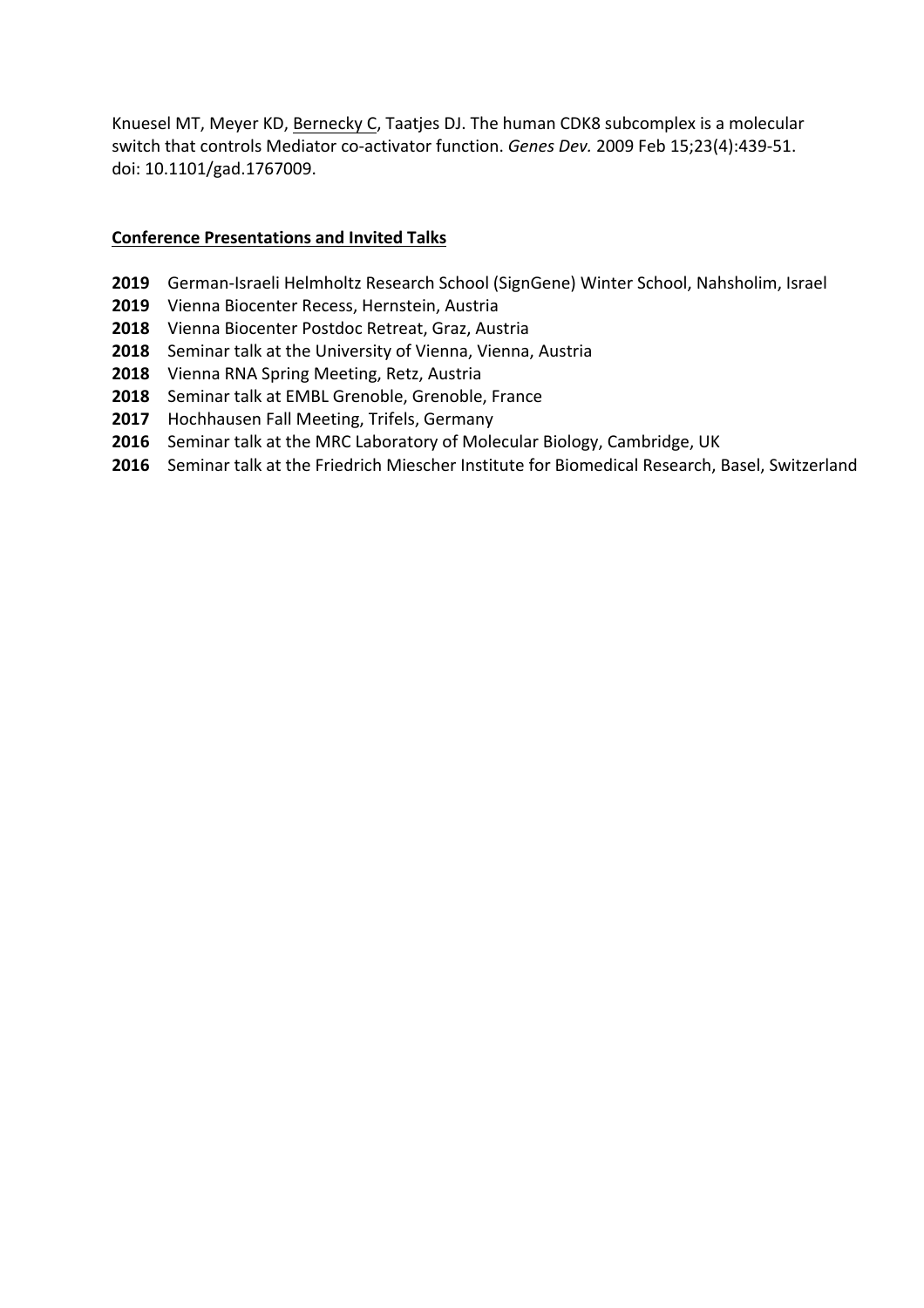Knuesel MT, Meyer KD, Bernecky C, Taatjes DJ. The human CDK8 subcomplex is a molecular switch that controls Mediator co-activator function. *Genes Dev.* 2009 Feb 15;23(4):439-51. doi: 10.1101/gad.1767009.

## Conference Presentations and Invited Talks

**2019** German-Israeli Helmholtz Research School (SignGene) Winter School, Nahsholim, Israel
**2019** Vienna Biocenter Recess, Hernstein, Austria
**2018** Vienna Biocenter Postdoc Retreat, Graz, Austria
**2018** Seminar talk at the University of Vienna, Vienna, Austria
**2018** Vienna RNA Spring Meeting, Retz, Austria
**2018** Seminar talk at EMBL Grenoble, Grenoble, France
**2017** Hochhausen Fall Meeting, Trifels, Germany
**2016** Seminar talk at the MRC Laboratory of Molecular Biology, Cambridge, UK
**2016** Seminar talk at the Friedrich Miescher Institute for Biomedical Research, Basel, Switzerland